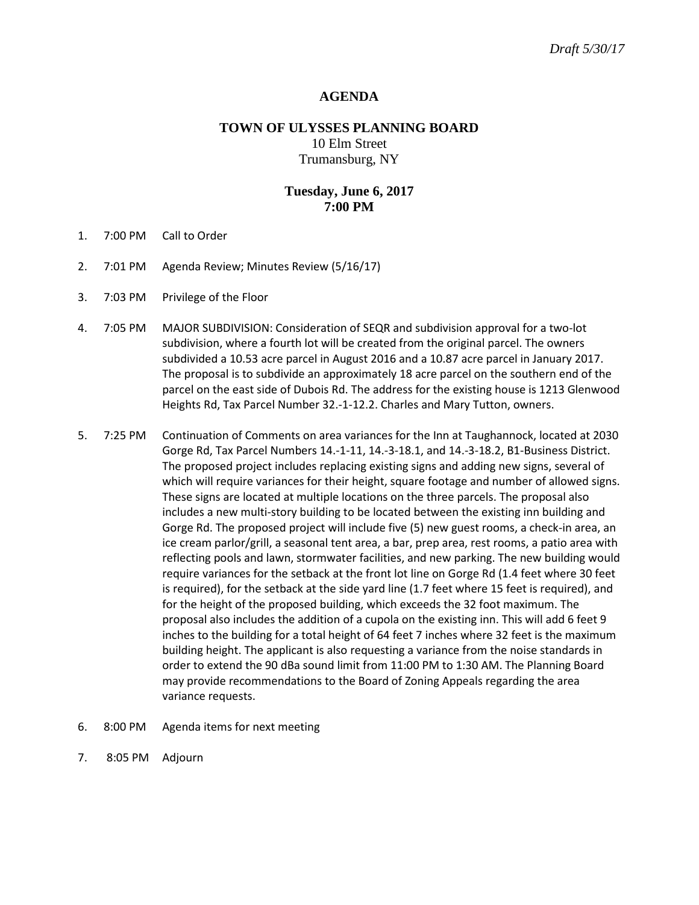*Draft 5/30/17*

# AGENDA

## TOWN OF ULYSSES PLANNING BOARD

10 Elm Street
Trumansburg, NY

### Tuesday, June 6, 2017
### 7:00 PM

1. 7:00 PM Call to Order

2. 7:01 PM Agenda Review; Minutes Review (5/16/17)

3. 7:03 PM Privilege of the Floor

4. 7:05 PM MAJOR SUBDIVISION: Consideration of SEQR and subdivision approval for a two-lot subdivision, where a fourth lot will be created from the original parcel. The owners subdivided a 10.53 acre parcel in August 2016 and a 10.87 acre parcel in January 2017. The proposal is to subdivide an approximately 18 acre parcel on the southern end of the parcel on the east side of Dubois Rd. The address for the existing house is 1213 Glenwood Heights Rd, Tax Parcel Number 32.-1-12.2. Charles and Mary Tutton, owners.

5. 7:25 PM Continuation of Comments on area variances for the Inn at Taughannock, located at 2030 Gorge Rd, Tax Parcel Numbers 14.-1-11, 14.-3-18.1, and 14.-3-18.2, B1-Business District. The proposed project includes replacing existing signs and adding new signs, several of which will require variances for their height, square footage and number of allowed signs. These signs are located at multiple locations on the three parcels. The proposal also includes a new multi-story building to be located between the existing inn building and Gorge Rd. The proposed project will include five (5) new guest rooms, a check-in area, an ice cream parlor/grill, a seasonal tent area, a bar, prep area, rest rooms, a patio area with reflecting pools and lawn, stormwater facilities, and new parking. The new building would require variances for the setback at the front lot line on Gorge Rd (1.4 feet where 30 feet is required), for the setback at the side yard line (1.7 feet where 15 feet is required), and for the height of the proposed building, which exceeds the 32 foot maximum. The proposal also includes the addition of a cupola on the existing inn. This will add 6 feet 9 inches to the building for a total height of 64 feet 7 inches where 32 feet is the maximum building height. The applicant is also requesting a variance from the noise standards in order to extend the 90 dBa sound limit from 11:00 PM to 1:30 AM. The Planning Board may provide recommendations to the Board of Zoning Appeals regarding the area variance requests.

6. 8:00 PM Agenda items for next meeting

7. 8:05 PM Adjourn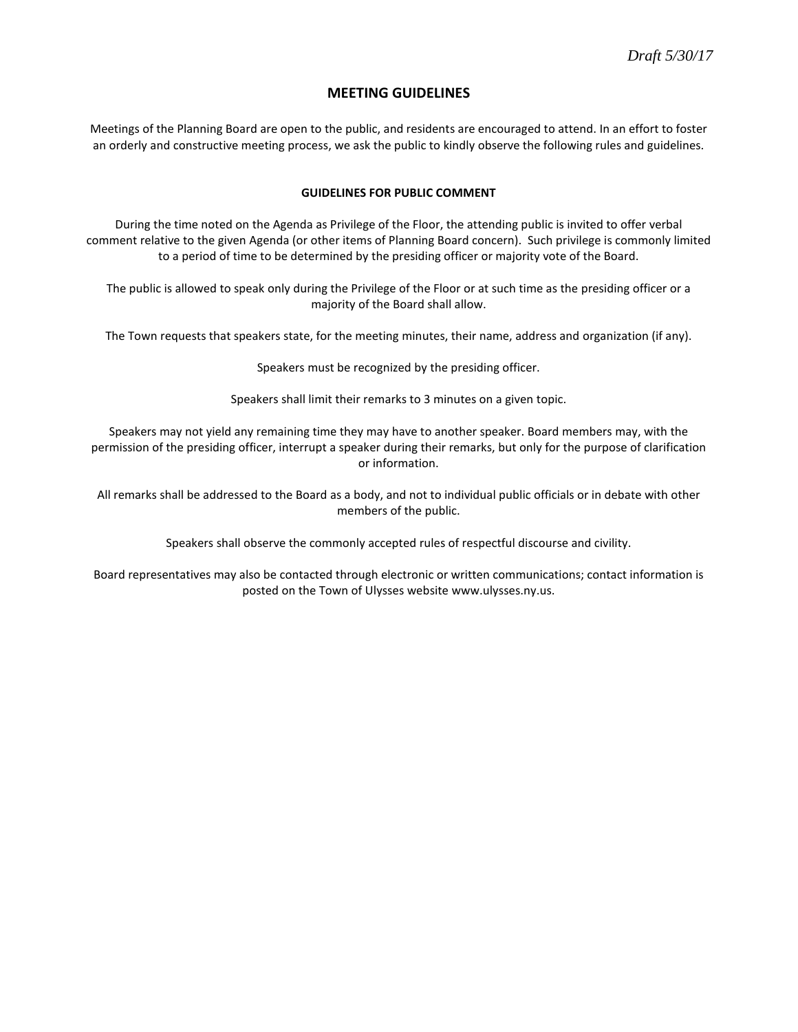*Draft 5/30/17*

# MEETING GUIDELINES

Meetings of the Planning Board are open to the public, and residents are encouraged to attend. In an effort to foster an orderly and constructive meeting process, we ask the public to kindly observe the following rules and guidelines.

## GUIDELINES FOR PUBLIC COMMENT

During the time noted on the Agenda as Privilege of the Floor, the attending public is invited to offer verbal comment relative to the given Agenda (or other items of Planning Board concern). Such privilege is commonly limited to a period of time to be determined by the presiding officer or majority vote of the Board.

The public is allowed to speak only during the Privilege of the Floor or at such time as the presiding officer or a majority of the Board shall allow.

The Town requests that speakers state, for the meeting minutes, their name, address and organization (if any).

Speakers must be recognized by the presiding officer.

Speakers shall limit their remarks to 3 minutes on a given topic.

Speakers may not yield any remaining time they may have to another speaker. Board members may, with the permission of the presiding officer, interrupt a speaker during their remarks, but only for the purpose of clarification or information.

All remarks shall be addressed to the Board as a body, and not to individual public officials or in debate with other members of the public.

Speakers shall observe the commonly accepted rules of respectful discourse and civility.

Board representatives may also be contacted through electronic or written communications; contact information is posted on the Town of Ulysses website www.ulysses.ny.us.